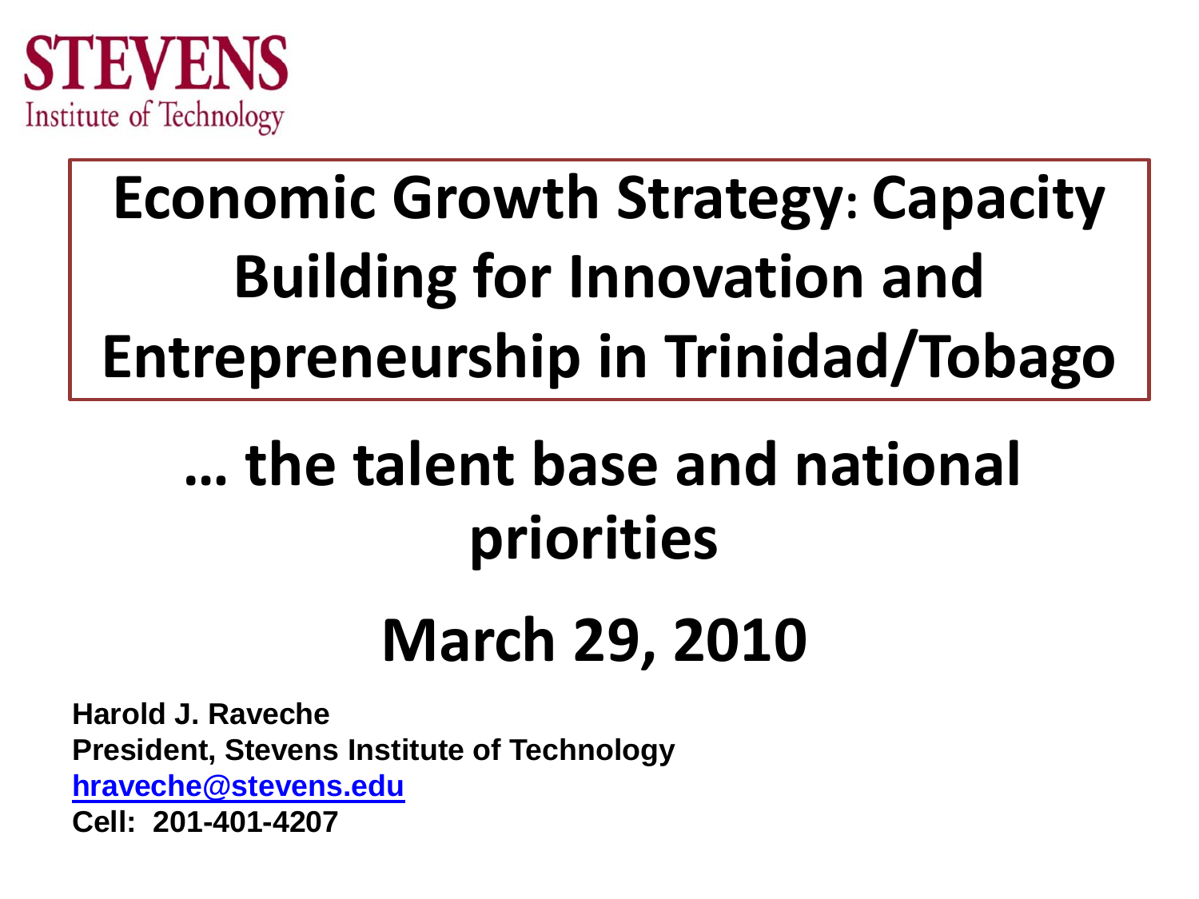STEVENS
Institute of Technology

# Economic Growth Strategy: Capacity Building for Innovation and Entrepreneurship in Trinidad/Tobago

## … the talent base and national priorities

## March 29, 2010

**Harold J. Raveche**
**President, Stevens Institute of Technology**
**hraveche@stevens.edu**
**Cell: 201-401-4207**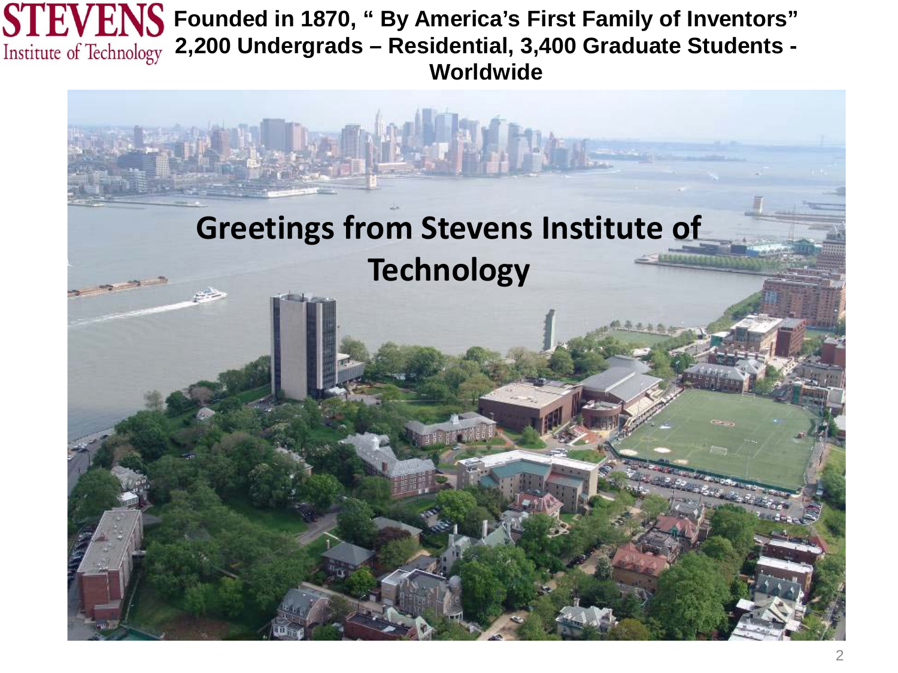**STEVENS** Institute of Technology

**Founded in 1870, " By America's First Family of Inventors"**
**2,200 Undergrads – Residential, 3,400 Graduate Students - Worldwide**

# Greetings from Stevens Institute of Technology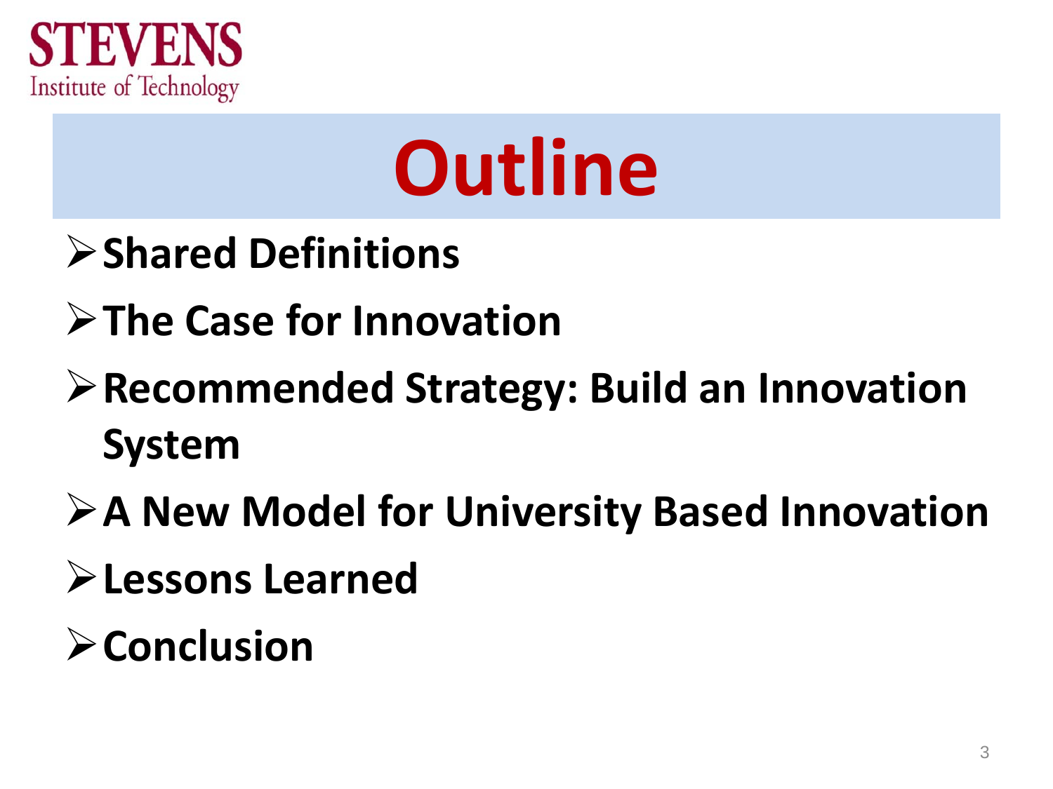STEVENS
Institute of Technology

# Outline

- **Shared Definitions**
- **The Case for Innovation**
- **Recommended Strategy: Build an Innovation System**
- **A New Model for University Based Innovation**
- **Lessons Learned**
- **Conclusion**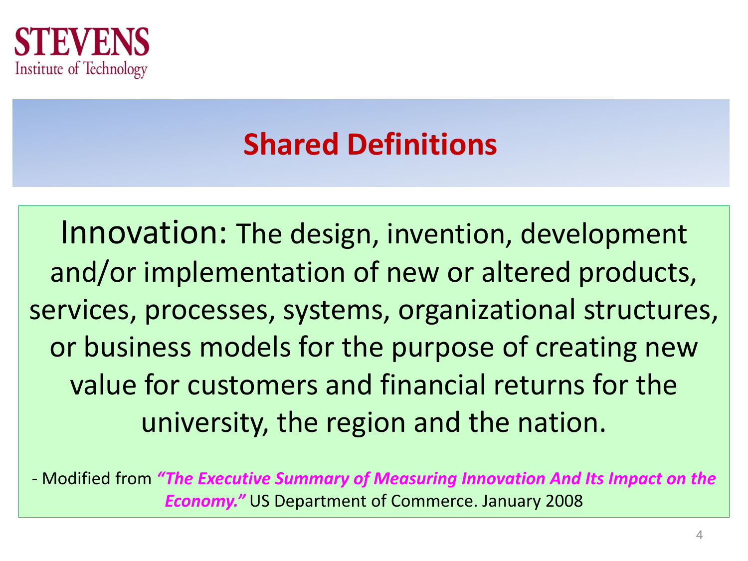## Shared Definitions

Innovation: The design, invention, development and/or implementation of new or altered products, services, processes, systems, organizational structures, or business models for the purpose of creating new value for customers and financial returns for the university, the region and the nation.

- Modified from ***"The Executive Summary of Measuring Innovation And Its Impact on the Economy."*** US Department of Commerce. January 2008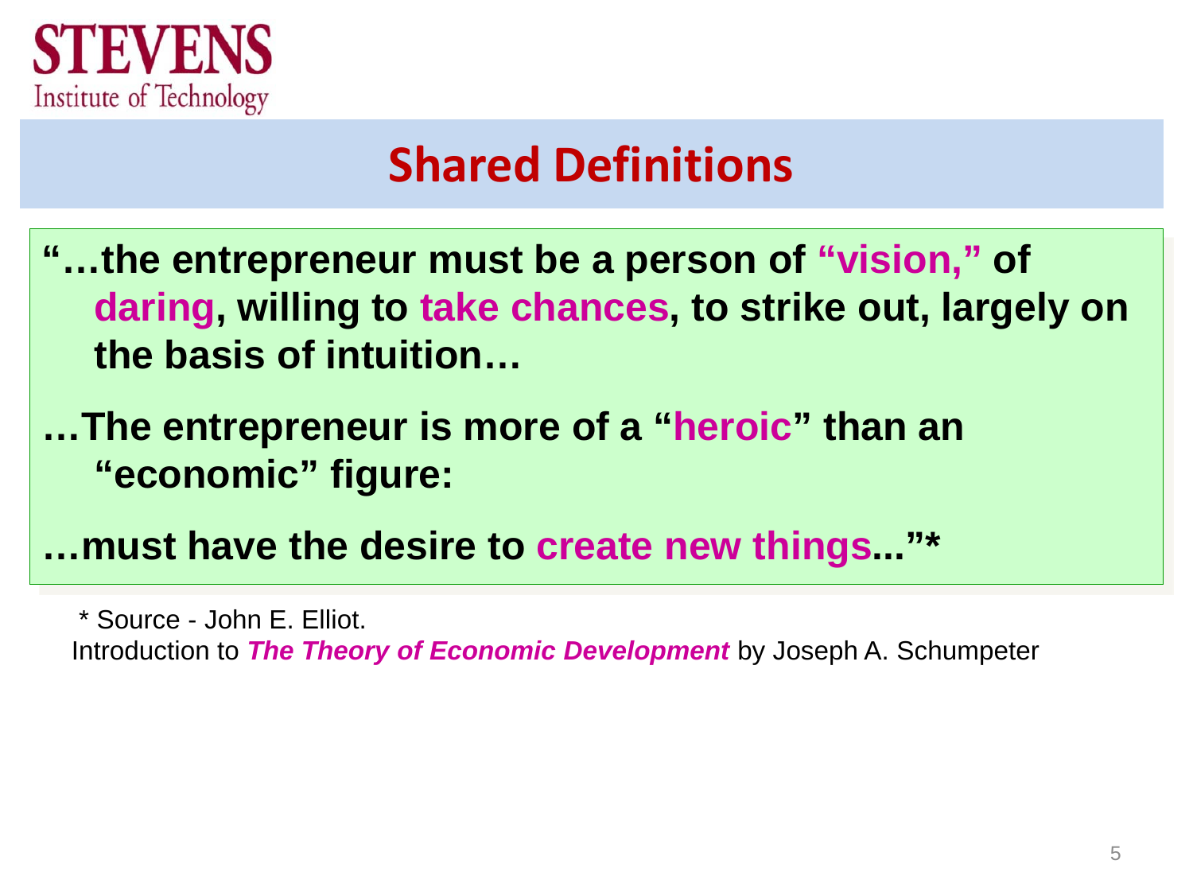# Shared Definitions

**"…the entrepreneur must be a person of "vision," of daring, willing to take chances, to strike out, largely on the basis of intuition…**

**…The entrepreneur is more of a "heroic" than an "economic" figure:**

**…must have the desire to create new things..."***

\* Source - John E. Elliot.
Introduction to ***The Theory of Economic Development*** by Joseph A. Schumpeter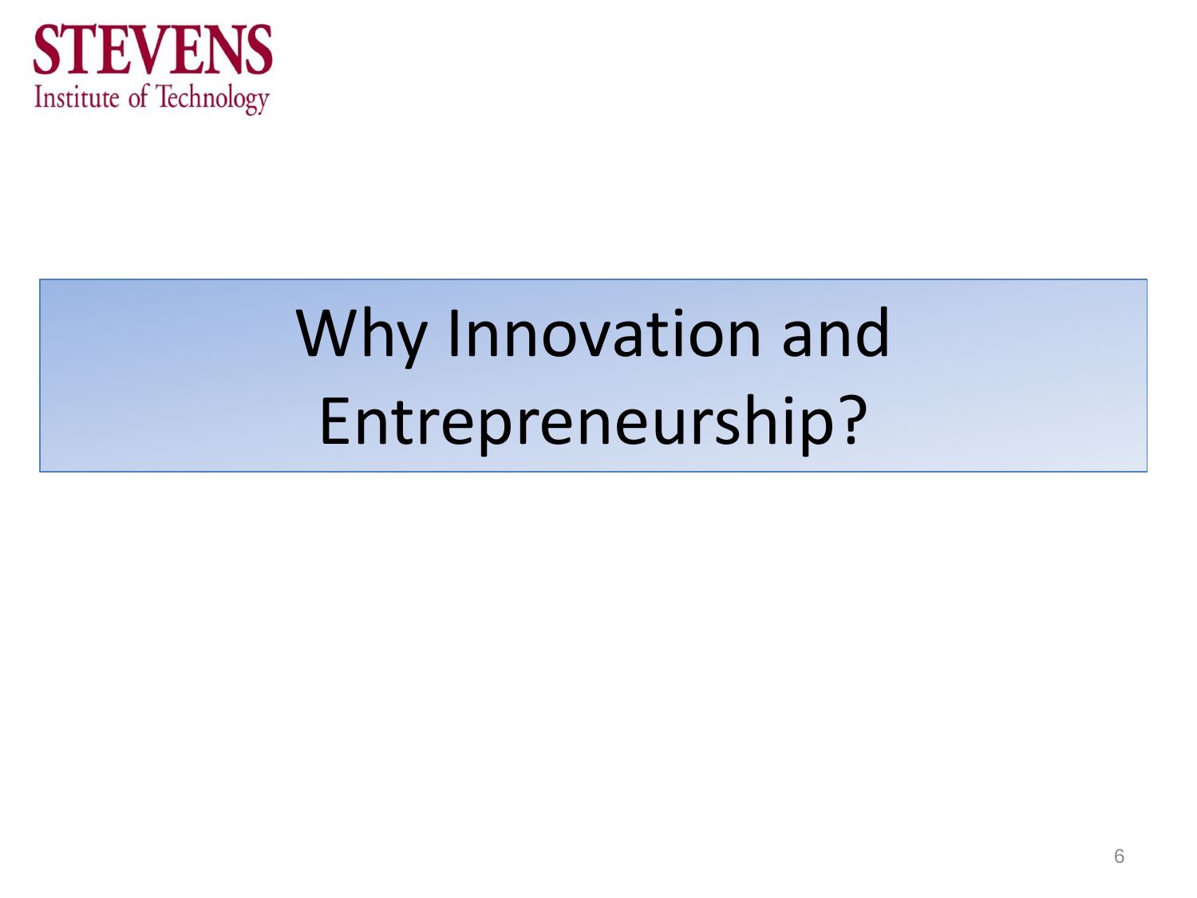STEVENS
Institute of Technology

# Why Innovation and Entrepreneurship?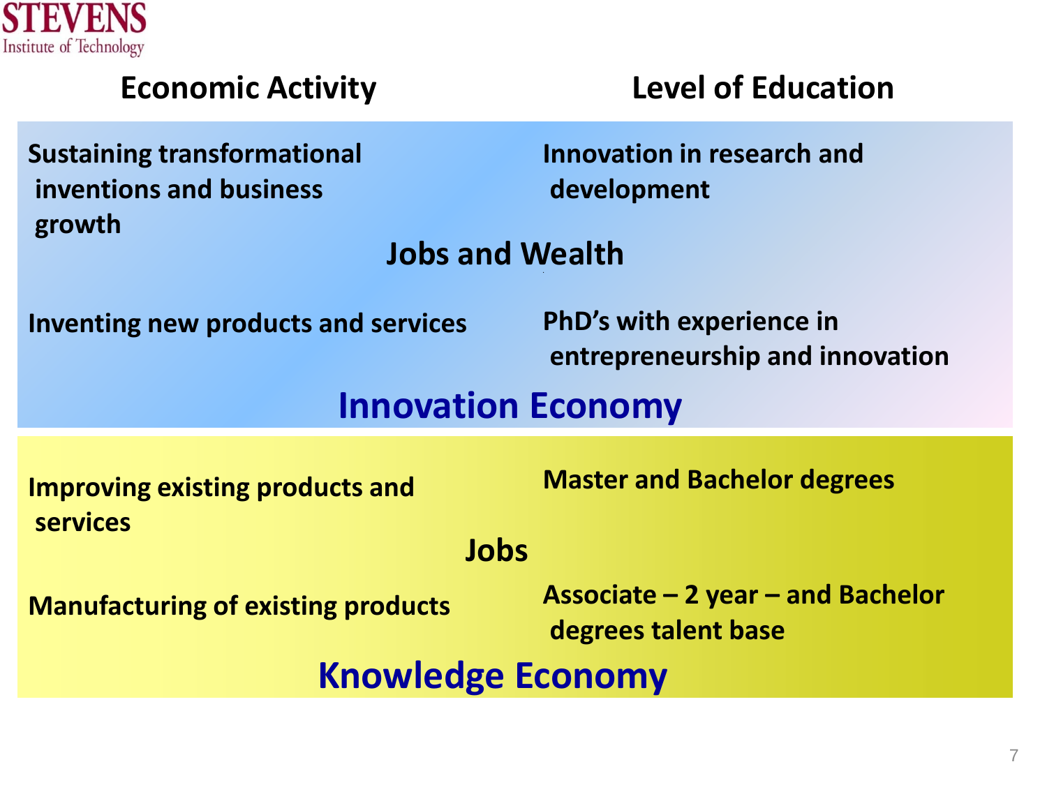| Economic Activity | Level of Education |
| --- | --- |
| Sustaining transformational inventions and business growth | Innovation in research and development |
| **Jobs and Wealth** | |
| Inventing new products and services | PhD's with experience in entrepreneurship and innovation |
| **Innovation Economy** | |
| Improving existing products and services | Master and Bachelor degrees |
| **Jobs** | |
| Manufacturing of existing products | Associate – 2 year – and Bachelor degrees talent base |
| **Knowledge Economy** | |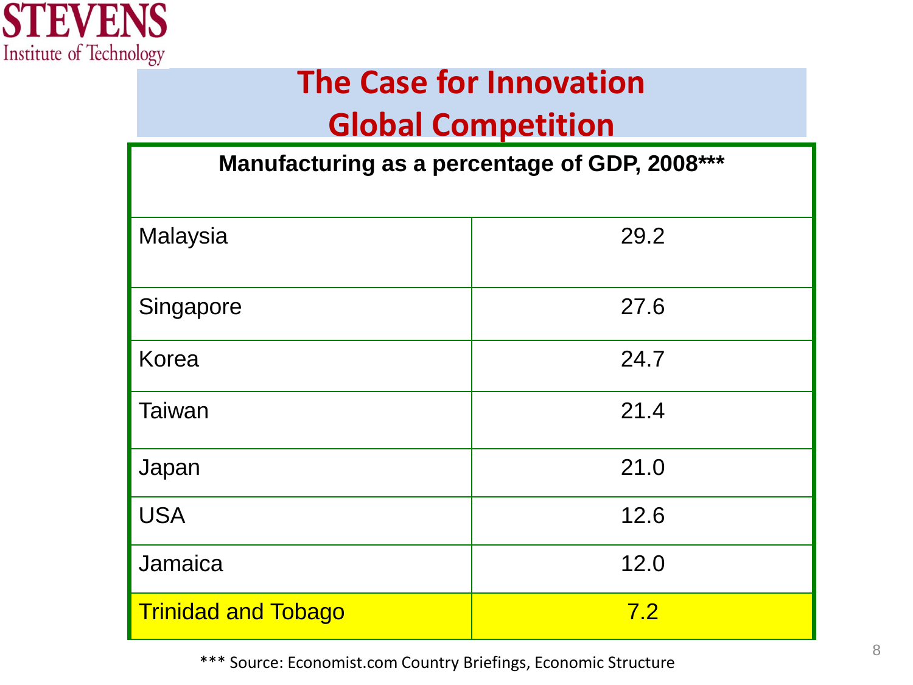# The Case for Innovation
## Global Competition

| Manufacturing as a percentage of GDP, 2008*** | |
|---|---|
| Malaysia | 29.2 |
| Singapore | 27.6 |
| Korea | 24.7 |
| Taiwan | 21.4 |
| Japan | 21.0 |
| USA | 12.6 |
| Jamaica | 12.0 |
| Trinidad and Tobago | 7.2 |

*** Source: Economist.com Country Briefings, Economic Structure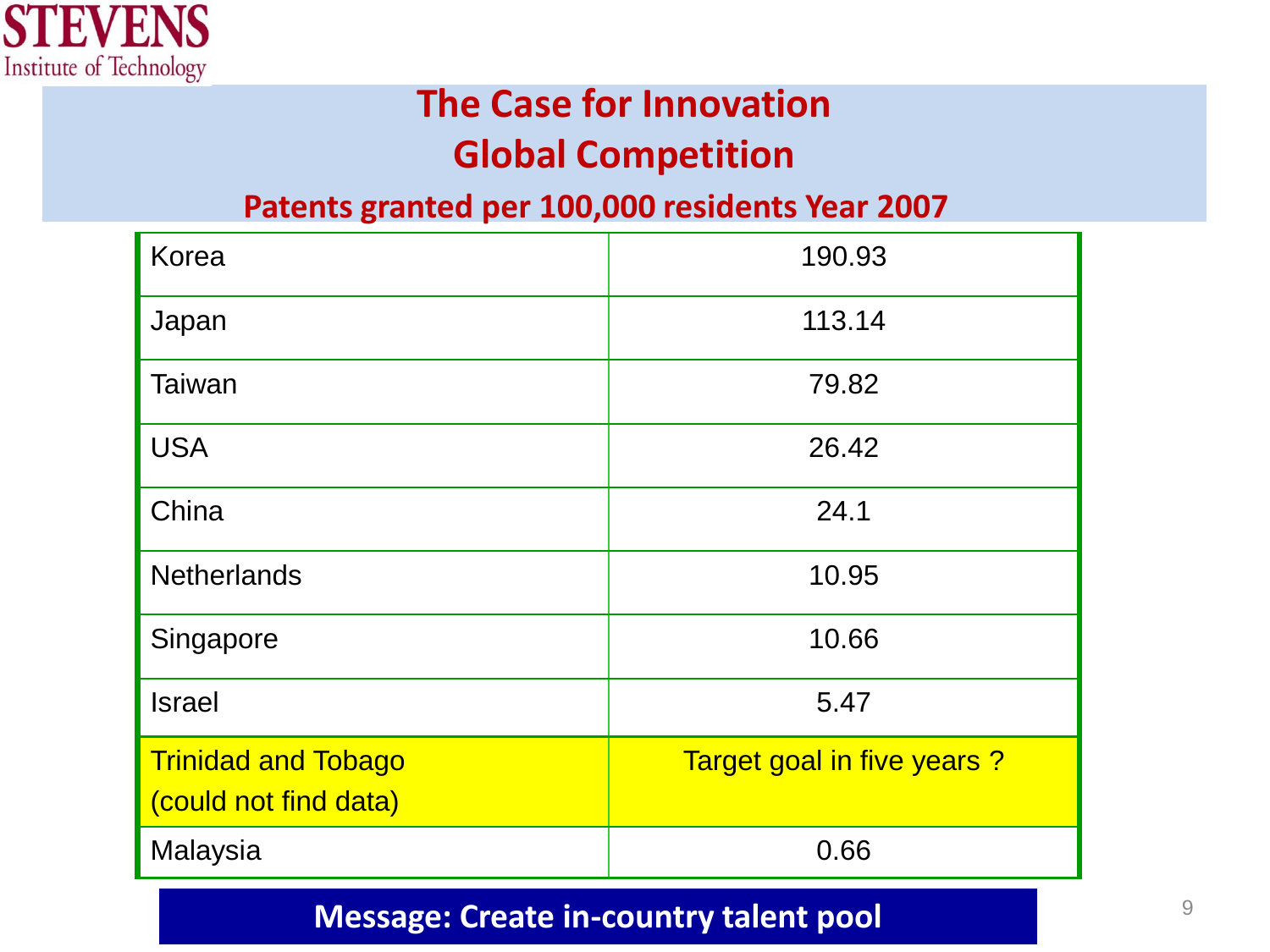# The Case for Innovation
## Global Competition

### Patents granted per 100,000 residents Year 2007

| | |
|---|---|
| Korea | 190.93 |
| Japan | 113.14 |
| Taiwan | 79.82 |
| USA | 26.42 |
| China | 24.1 |
| Netherlands | 10.95 |
| Singapore | 10.66 |
| Israel | 5.47 |
| Trinidad and Tobago (could not find data) | Target goal in five years ? |
| Malaysia | 0.66 |

**Message: Create in-country talent pool**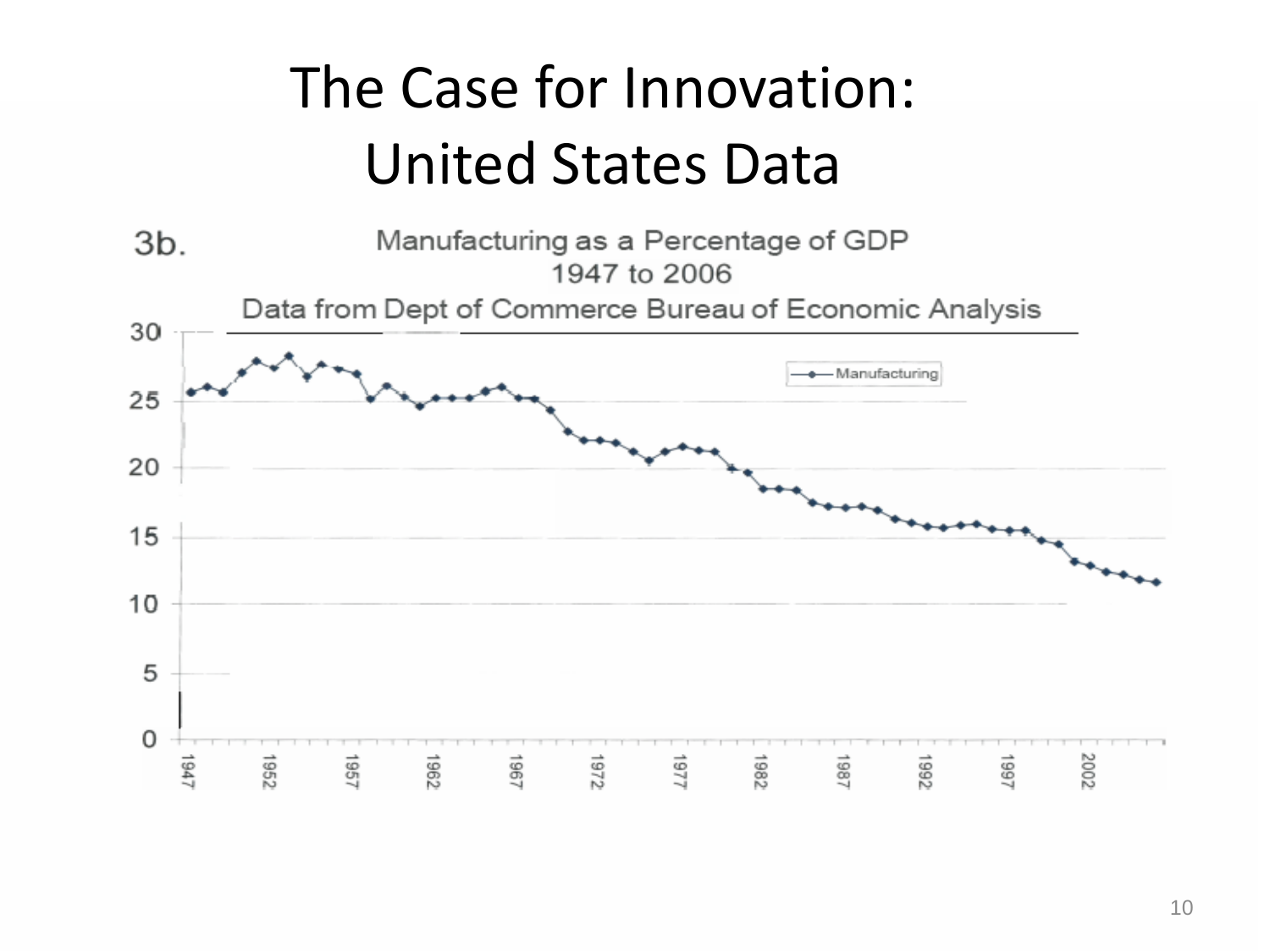# The Case for Innovation: United States Data

3b. Manufacturing as a Percentage of GDP 1947 to 2006

Data from Dept of Commerce Bureau of Economic Analysis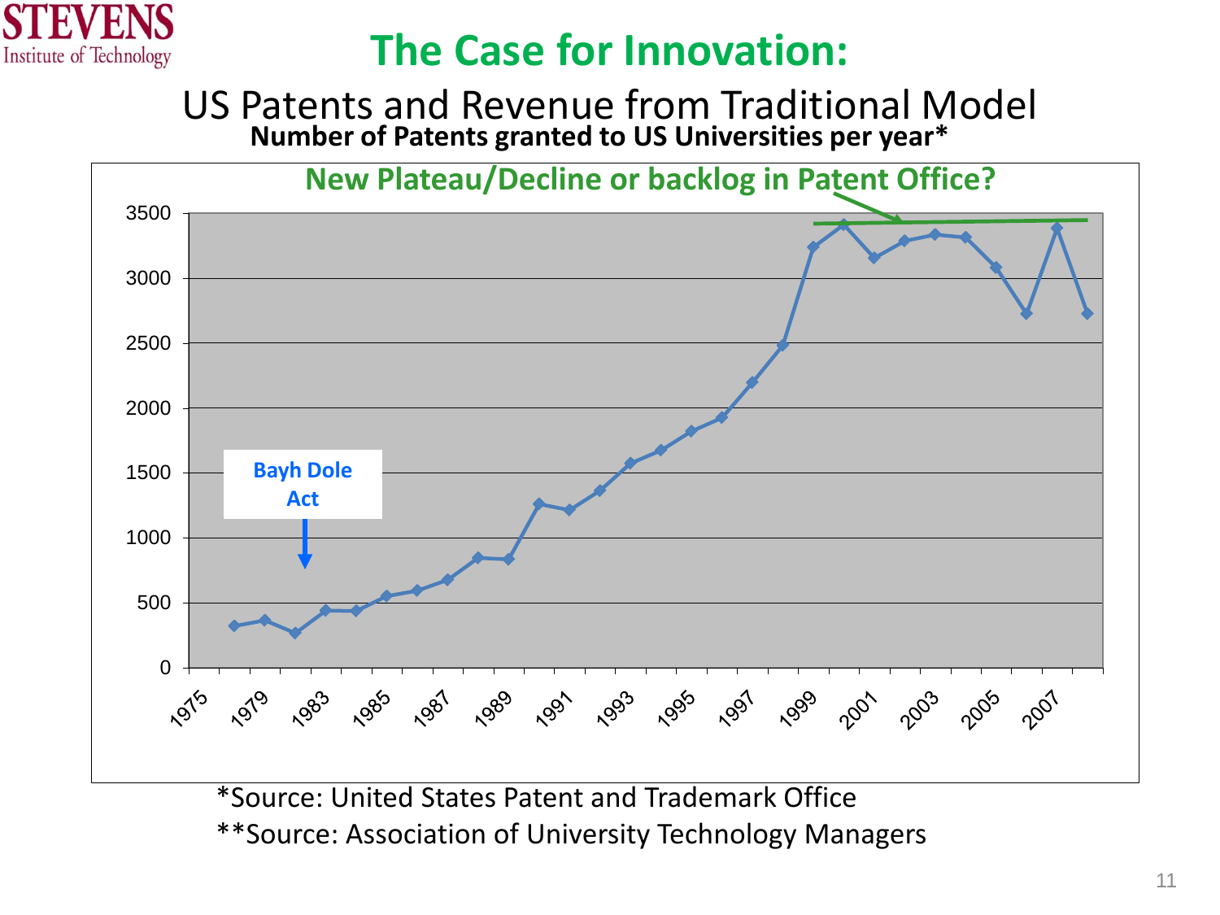# The Case for Innovation:

## US Patents and Revenue from Traditional Model

**Number of Patents granted to US Universities per year***

**New Plateau/Decline or backlog in Patent Office?**

**Bayh Dole Act**

*Source: United States Patent and Trademark Office

**Source: Association of University Technology Managers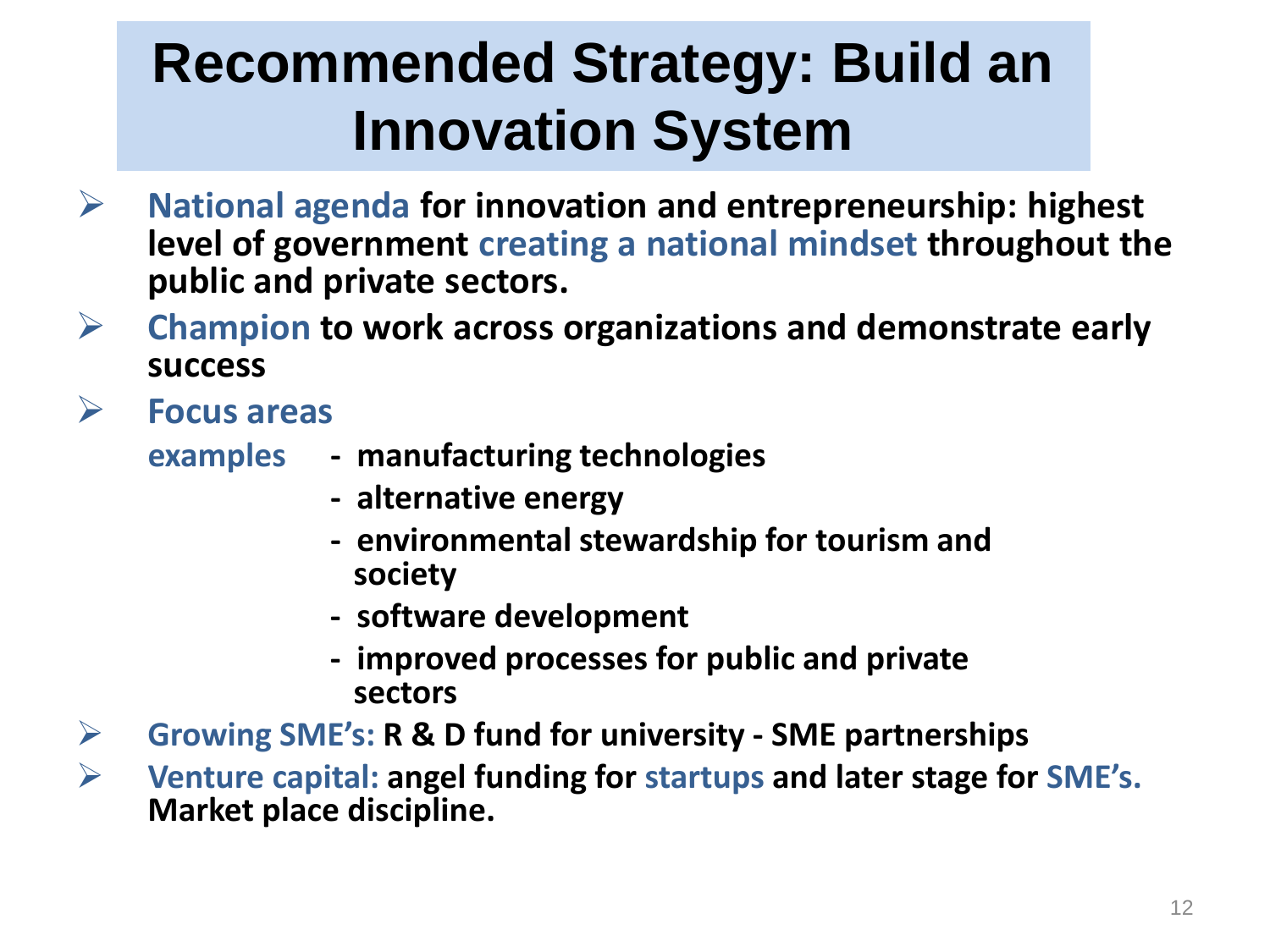# Recommended Strategy: Build an Innovation System

- **National agenda for innovation and entrepreneurship: highest level of government creating a national mindset throughout the public and private sectors.**
- **Champion to work across organizations and demonstrate early success**
- **Focus areas**

  **examples**
  - **manufacturing technologies**
  - **alternative energy**
  - **environmental stewardship for tourism and society**
  - **software development**
  - **improved processes for public and private sectors**
- **Growing SME's: R & D fund for university - SME partnerships**
- **Venture capital: angel funding for startups and later stage for SME's. Market place discipline.**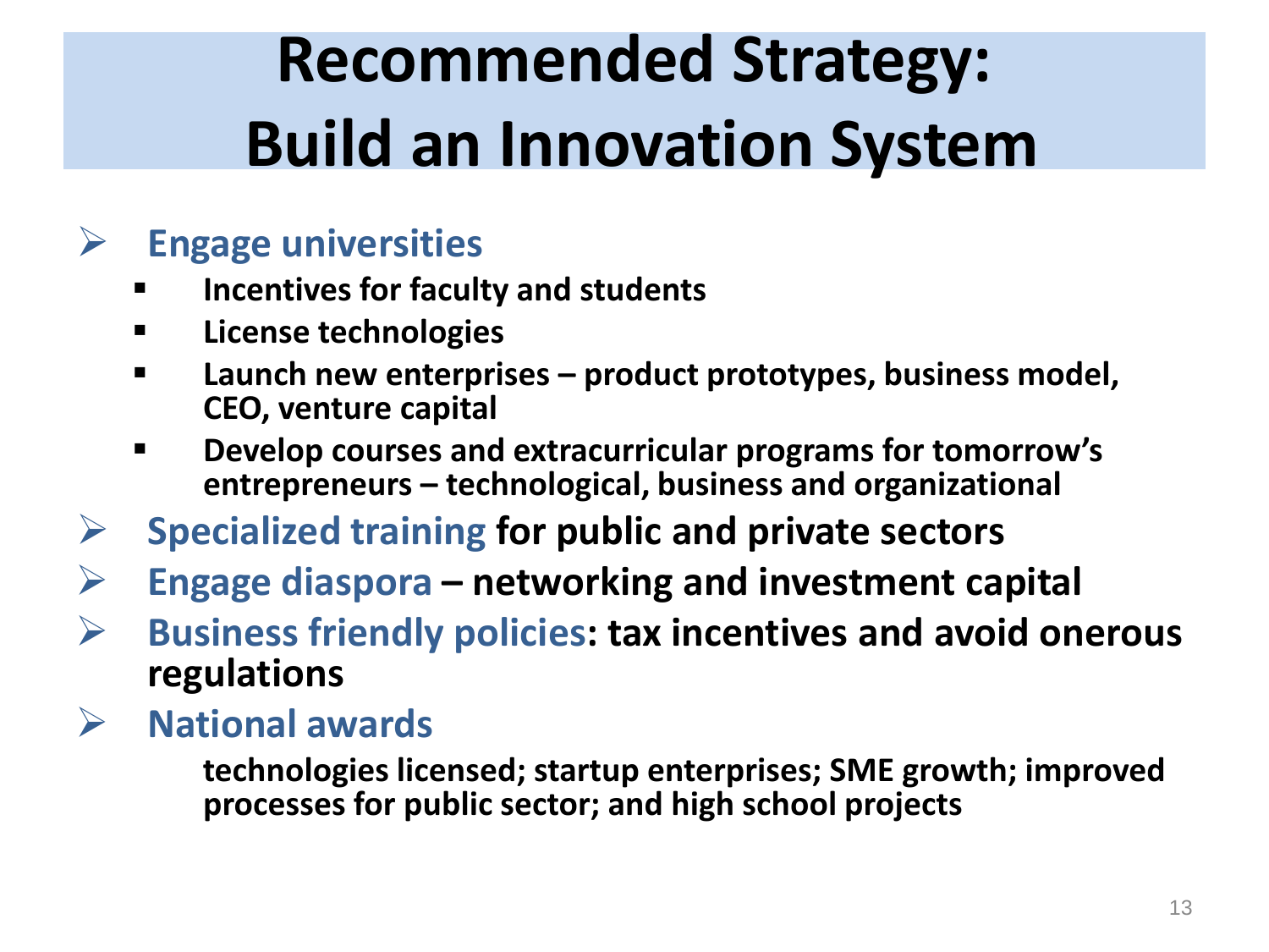# Recommended Strategy: Build an Innovation System

- **Engage universities**
  - **Incentives for faculty and students**
  - **License technologies**
  - **Launch new enterprises – product prototypes, business model, CEO, venture capital**
  - **Develop courses and extracurricular programs for tomorrow's entrepreneurs – technological, business and organizational**
- **Specialized training for public and private sectors**
- **Engage diaspora – networking and investment capital**
- **Business friendly policies: tax incentives and avoid onerous regulations**
- **National awards**

  **technologies licensed; startup enterprises; SME growth; improved processes for public sector; and high school projects**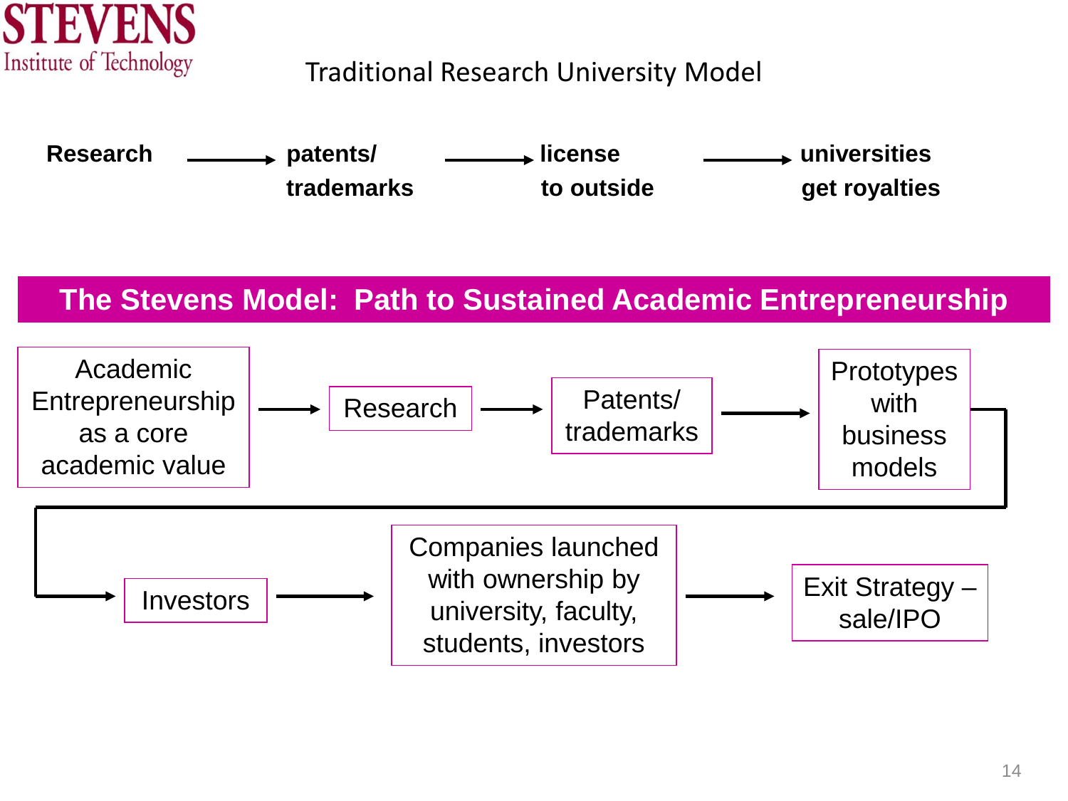# Traditional Research University Model

**Research** → **patents/ trademarks** → **license to outside** → **universities get royalties**

## The Stevens Model: Path to Sustained Academic Entrepreneurship

Academic Entrepreneurship as a core academic value → Research → Patents/ trademarks → Prototypes with business models → Investors → Companies launched with ownership by university, faculty, students, investors → Exit Strategy – sale/IPO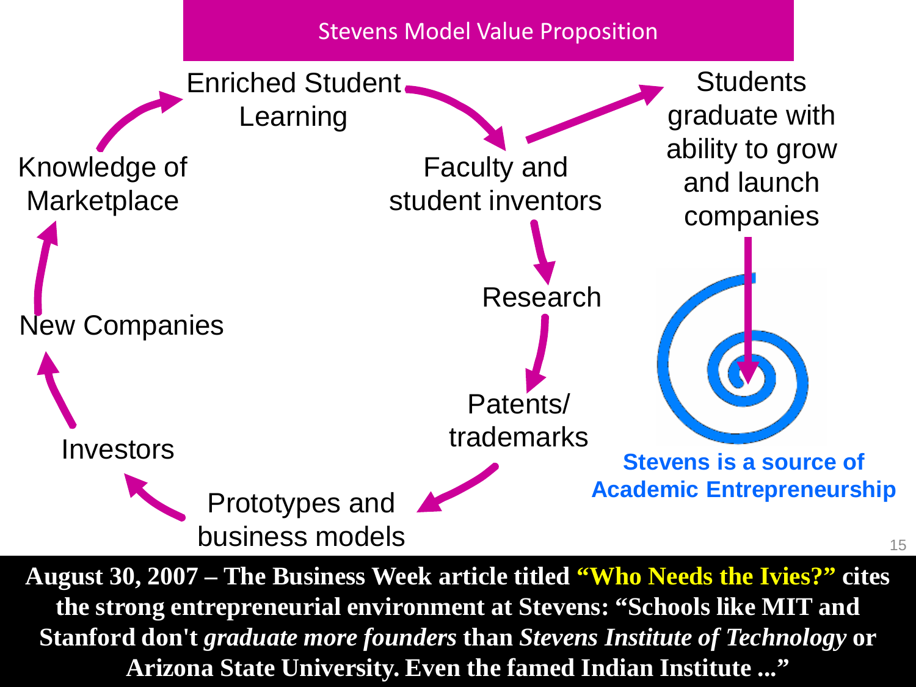# Stevens Model Value Proposition

Enriched Student Learning → Faculty and student inventors → Research → Patents/ trademarks → Prototypes and business models → Investors → New Companies → Knowledge of Marketplace → Enriched Student Learning

Faculty and student inventors → Students graduate with ability to grow and launch companies

**Stevens is a source of Academic Entrepreneurship**

**August 30, 2007 – The Business Week article titled "Who Needs the Ivies?" cites the strong entrepreneurial environment at Stevens: "Schools like MIT and Stanford don't *graduate more founders* than *Stevens Institute of Technology* or Arizona State University. Even the famed Indian Institute ..."**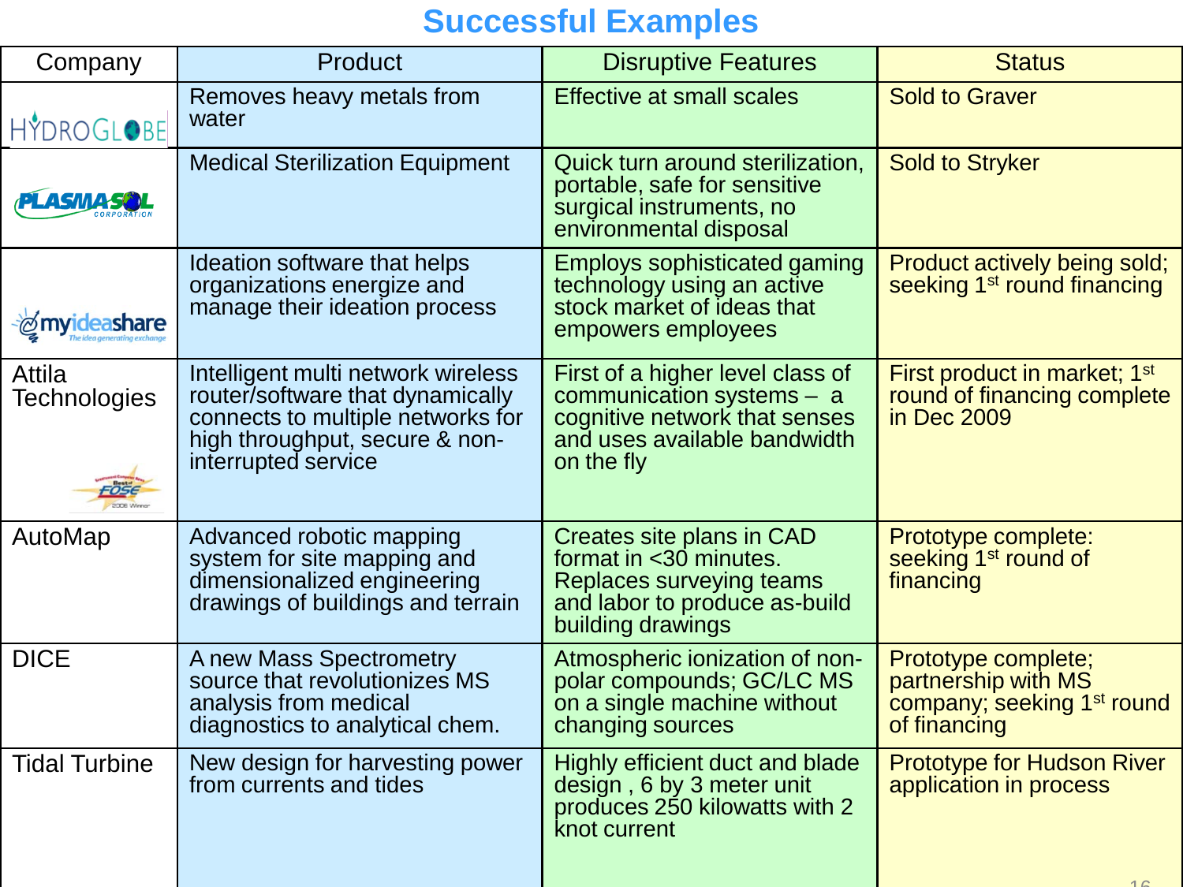# Successful Examples

| Company | Product | Disruptive Features | Status |
| --- | --- | --- | --- |
| HYDROGLOBE | Removes heavy metals from water | Effective at small scales | Sold to Graver |
| PLASMASOL CORPORATION | Medical Sterilization Equipment | Quick turn around sterilization, portable, safe for sensitive surgical instruments, no environmental disposal | Sold to Stryker |
| myideashare The idea generating exchange | Ideation software that helps organizations energize and manage their ideation process | Employs sophisticated gaming technology using an active stock market of ideas that empowers employees | Product actively being sold; seeking 1st round financing |
| Attila Technologies | Intelligent multi network wireless router/software that dynamically connects to multiple networks for high throughput, secure & non-interrupted service | First of a higher level class of communication systems – a cognitive network that senses and uses available bandwidth on the fly | First product in market; 1st round of financing complete in Dec 2009 |
| AutoMap | Advanced robotic mapping system for site mapping and dimensionalized engineering drawings of buildings and terrain | Creates site plans in CAD format in <30 minutes. Replaces surveying teams and labor to produce as-build building drawings | Prototype complete: seeking 1st round of financing |
| DICE | A new Mass Spectrometry source that revolutionizes MS analysis from medical diagnostics to analytical chem. | Atmospheric ionization of non-polar compounds; GC/LC MS on a single machine without changing sources | Prototype complete; partnership with MS company; seeking 1st round of financing |
| Tidal Turbine | New design for harvesting power from currents and tides | Highly efficient duct and blade design , 6 by 3 meter unit produces 250 kilowatts with 2 knot current | Prototype for Hudson River application in process |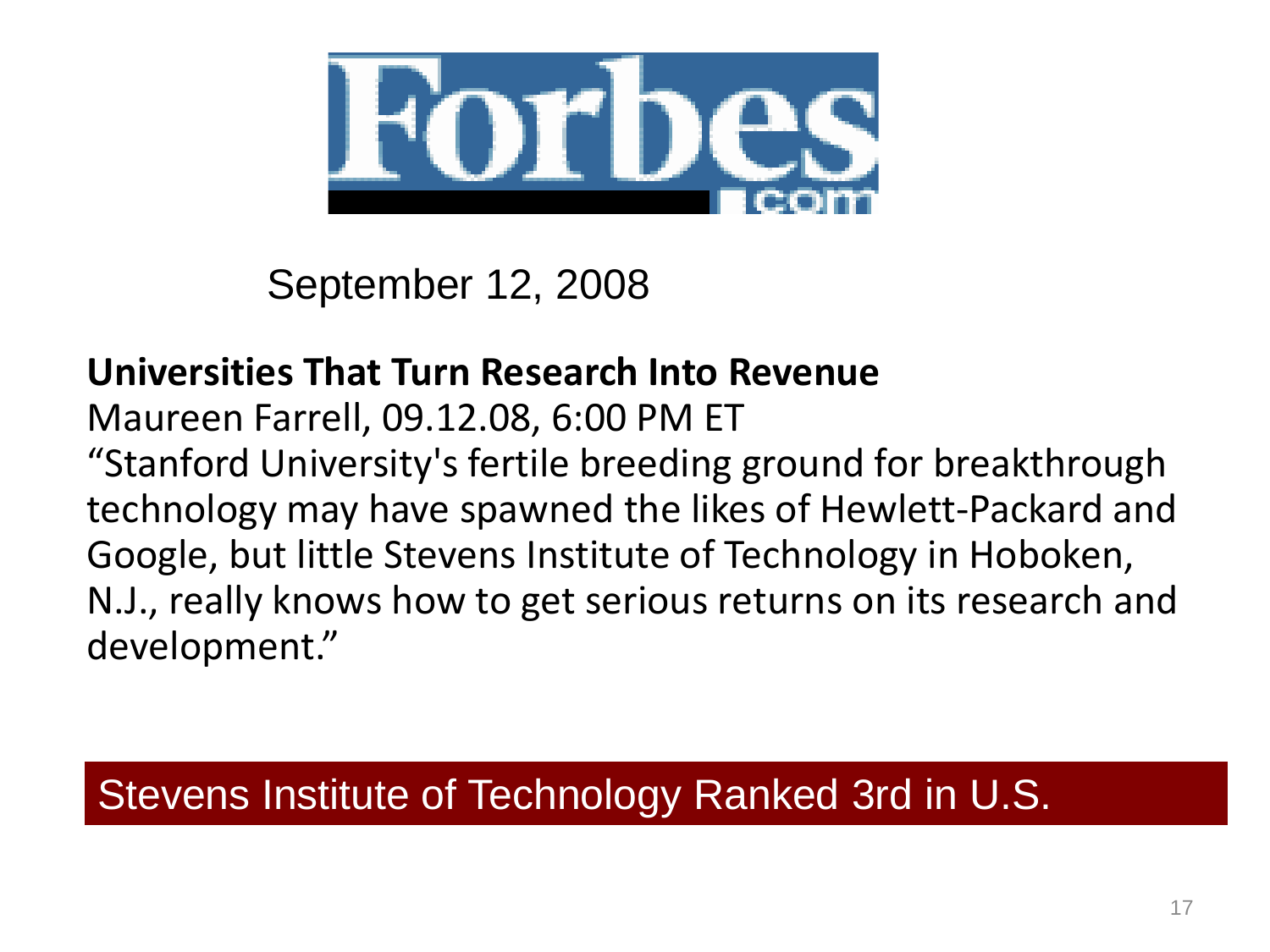Forbes.com

September 12, 2008

**Universities That Turn Research Into Revenue**

Maureen Farrell, 09.12.08, 6:00 PM ET

"Stanford University's fertile breeding ground for breakthrough technology may have spawned the likes of Hewlett-Packard and Google, but little Stevens Institute of Technology in Hoboken, N.J., really knows how to get serious returns on its research and development."

Stevens Institute of Technology Ranked 3rd in U.S.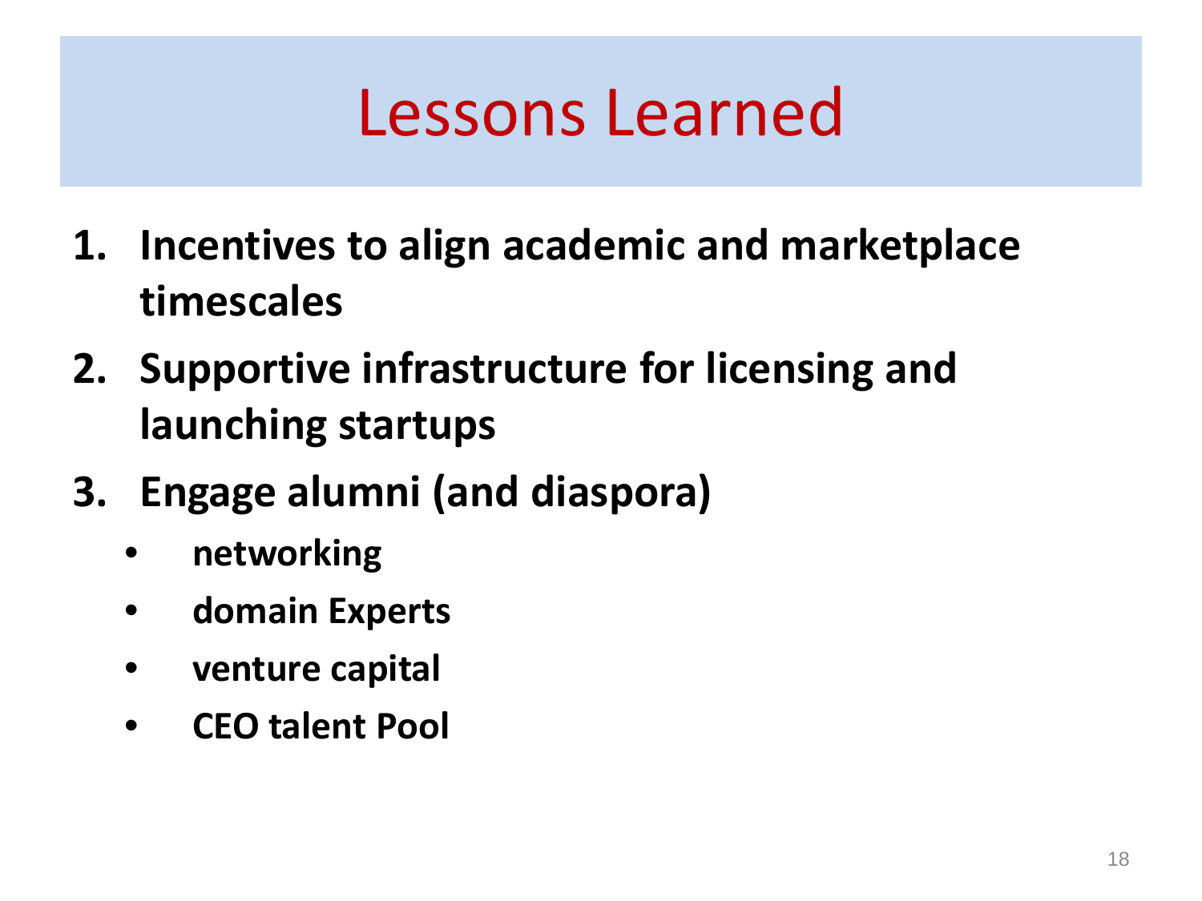# Lessons Learned

1. **Incentives to align academic and marketplace timescales**
2. **Supportive infrastructure for licensing and launching startups**
3. **Engage alumni (and diaspora)**
   - **networking**
   - **domain Experts**
   - **venture capital**
   - **CEO talent Pool**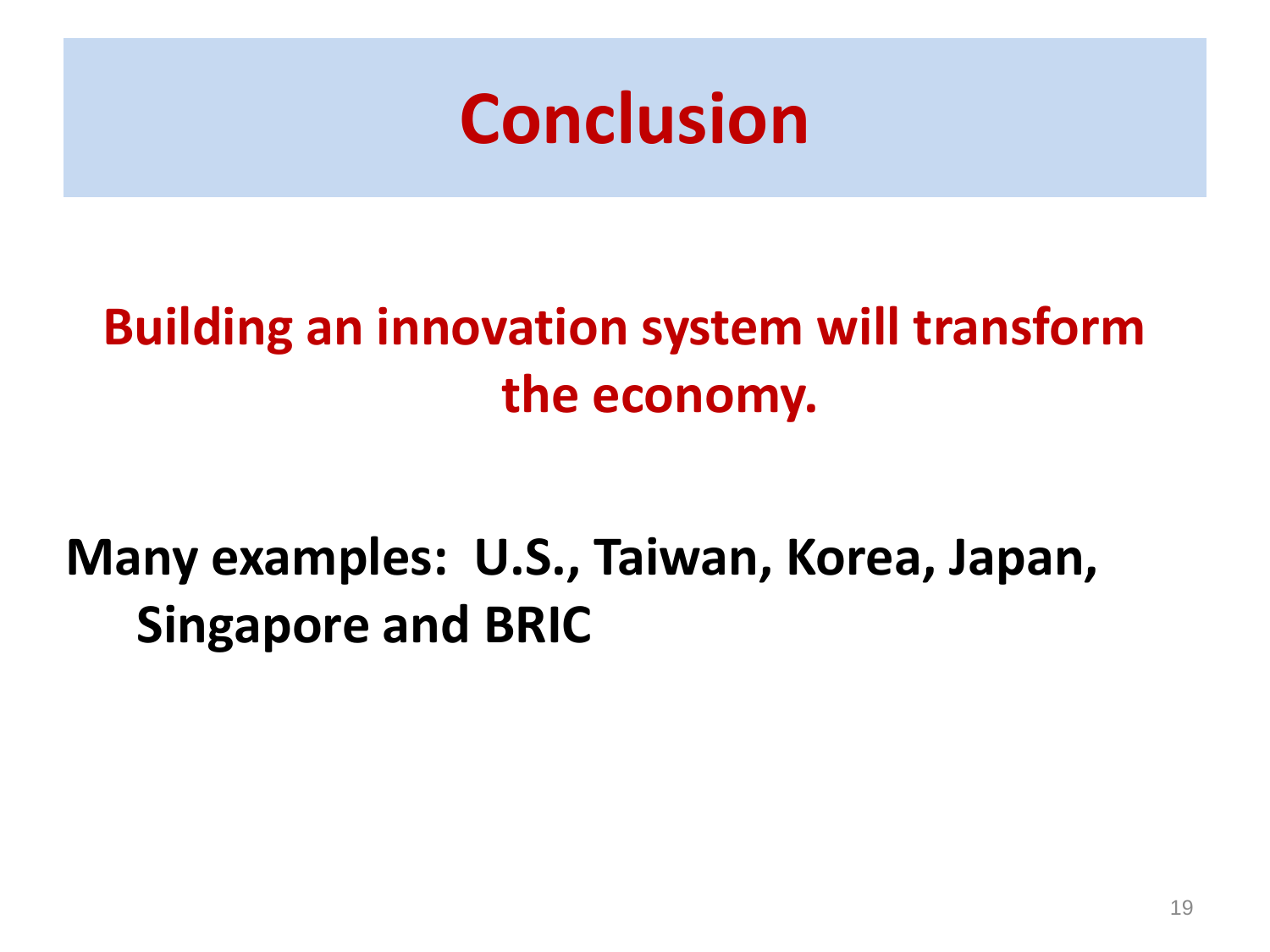# Conclusion

**Building an innovation system will transform the economy.**

**Many examples: U.S., Taiwan, Korea, Japan, Singapore and BRIC**